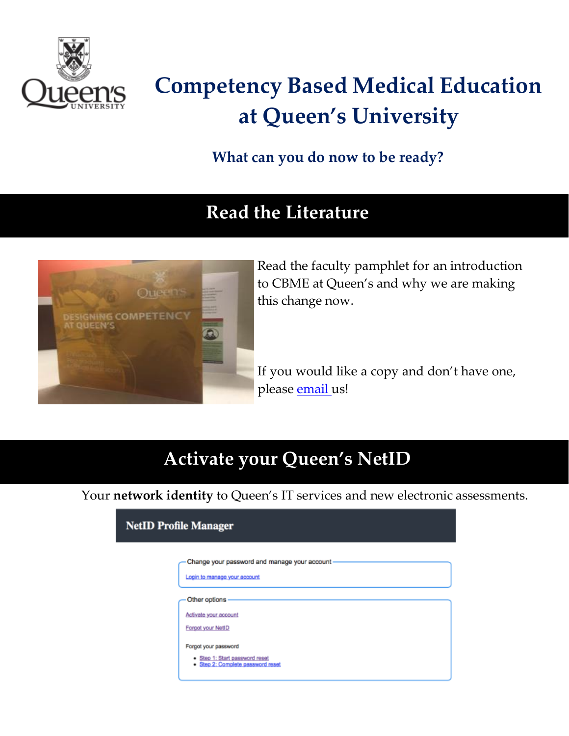# Competency Based Medical Education at Queen's University

### What can you do now to be ready?

## Read the Literature

Read the faculty pamphlet for an introduction to CBME at Queen's and why we are making this change now.

If you would like a copy and don't have one, please email us!

## Activate your Queen's NetID

Your **network identity** to Queen's IT services and new electronic assessments.

**NetID Profile Manager**

Change your password and manage your account

Login to manage your account

Other options

Activate your account

Forgot your NetID

Forgot your password

- Step 1: Start password reset
- Step 2: Complete password reset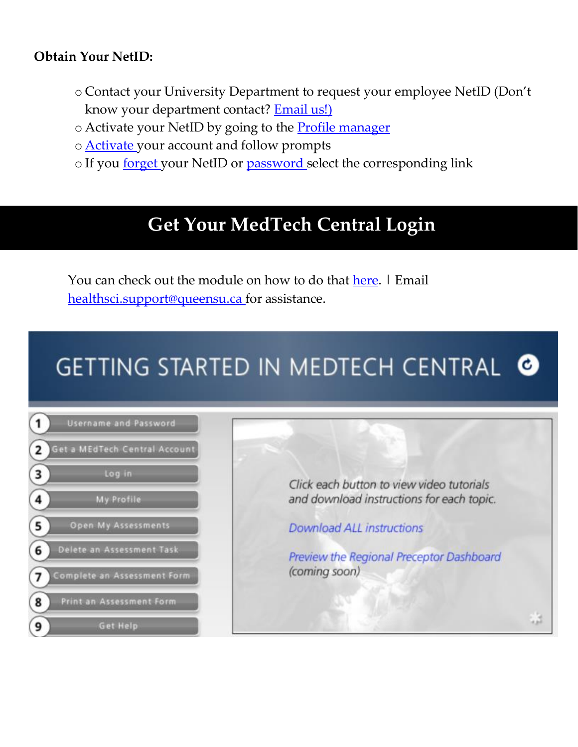**Obtain Your NetID:**

- Contact your University Department to request your employee NetID (Don't know your department contact? Email us!)
- Activate your NetID by going to the Profile manager
- Activate your account and follow prompts
- If you forget your NetID or password select the corresponding link

# Get Your MedTech Central Login

You can check out the module on how to do that here. | Email healthsci.support@queensu.ca for assistance.

GETTING STARTED IN MEDTECH CENTRAL

1. Username and Password
2. Get a MEdTech Central Account
3. Log in
4. My Profile
5. Open My Assessments
6. Delete an Assessment Task
7. Complete an Assessment Form
8. Print an Assessment Form
9. Get Help

*Click each button to view video tutorials and download instructions for each topic.*

*Download ALL instructions*

*Preview the Regional Preceptor Dashboard (coming soon)*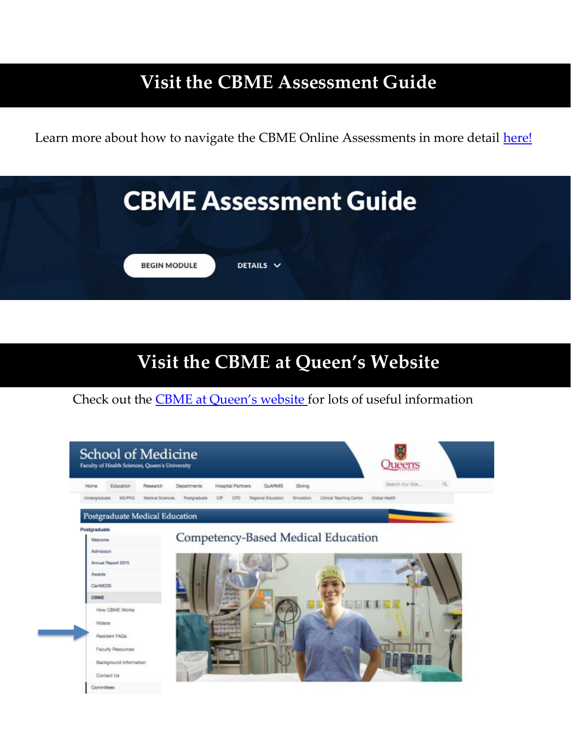# Visit the CBME Assessment Guide

Learn more about how to navigate the CBME Online Assessments in more detail here!

# Visit the CBME at Queen's Website

Check out the CBME at Queen's website for lots of useful information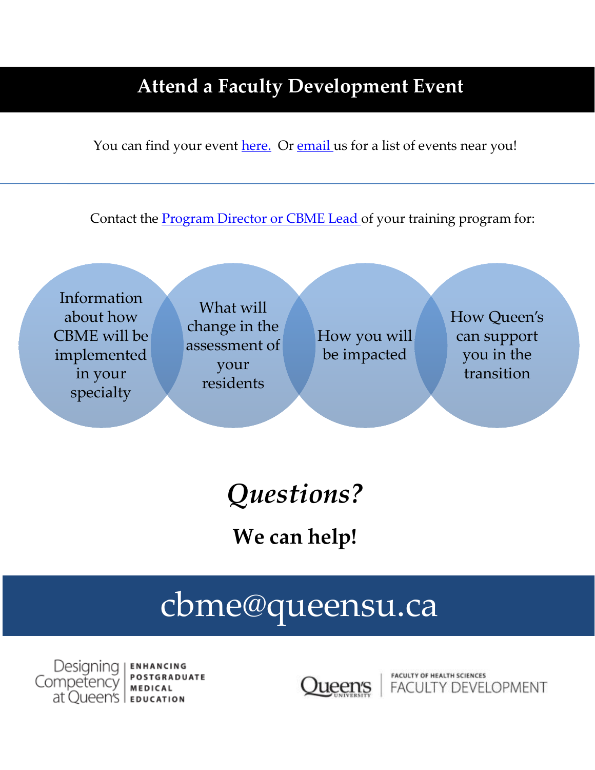## Attend a Faculty Development Event

You can find your event here. Or email us for a list of events near you!

---

Contact the Program Director or CBME Lead of your training program for:

- Information about how CBME will be implemented in your specialty
- What will change in the assessment of your residents
- How you will be impacted
- How Queen's can support you in the transition

# *Questions?*

**We can help!**

## cbme@queensu.ca

Designing Competency at Queen's | ENHANCING POSTGRADUATE MEDICAL EDUCATION

Queen's University | FACULTY OF HEALTH SCIENCES FACULTY DEVELOPMENT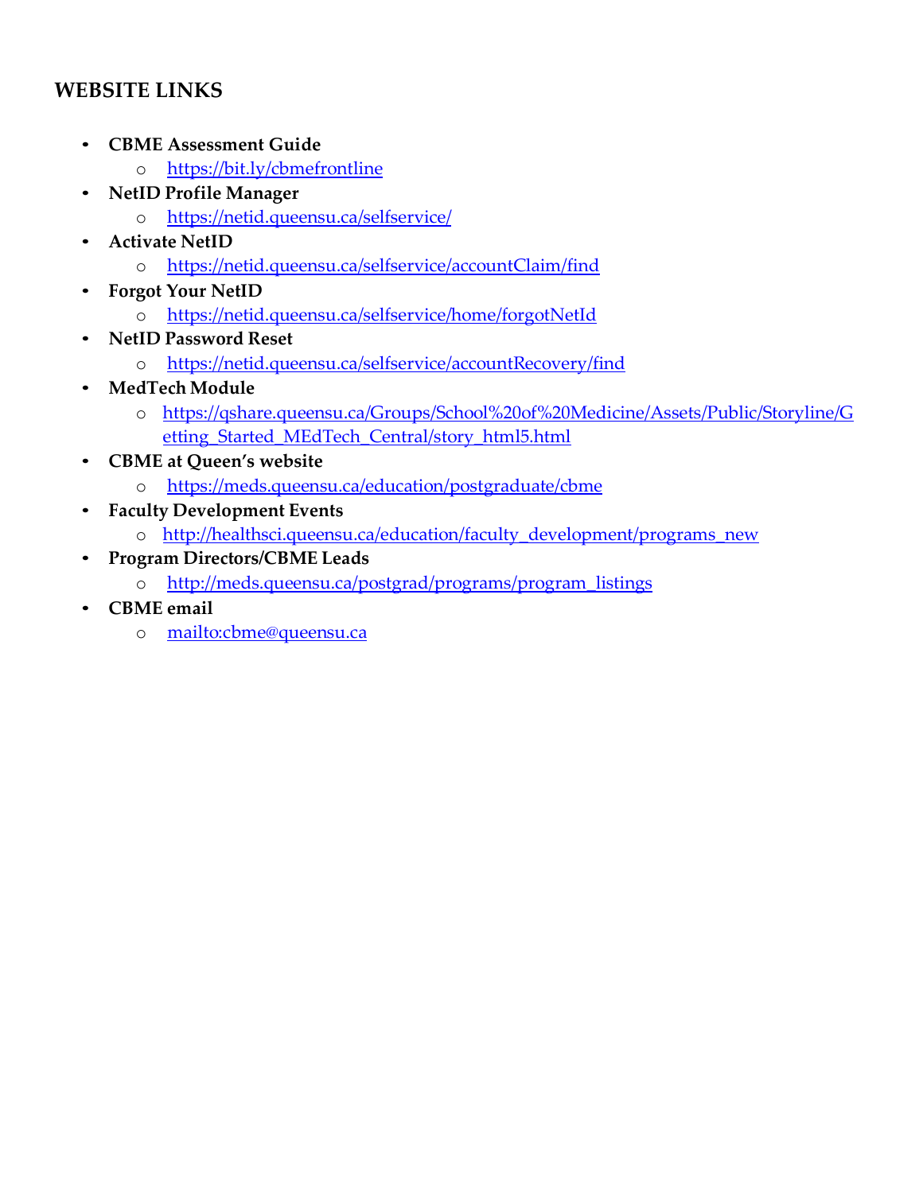## WEBSITE LINKS

- **CBME Assessment Guide**
  - https://bit.ly/cbmefrontline
- **NetID Profile Manager**
  - https://netid.queensu.ca/selfservice/
- **Activate NetID**
  - https://netid.queensu.ca/selfservice/accountClaim/find
- **Forgot Your NetID**
  - https://netid.queensu.ca/selfservice/home/forgotNetId
- **NetID Password Reset**
  - https://netid.queensu.ca/selfservice/accountRecovery/find
- **MedTech Module**
  - https://qshare.queensu.ca/Groups/School%20of%20Medicine/Assets/Public/Storyline/Getting_Started_MEdTech_Central/story_html5.html
- **CBME at Queen's website**
  - https://meds.queensu.ca/education/postgraduate/cbme
- **Faculty Development Events**
  - http://healthsci.queensu.ca/education/faculty_development/programs_new
- **Program Directors/CBME Leads**
  - http://meds.queensu.ca/postgrad/programs/program_listings
- **CBME email**
  - mailto:cbme@queensu.ca